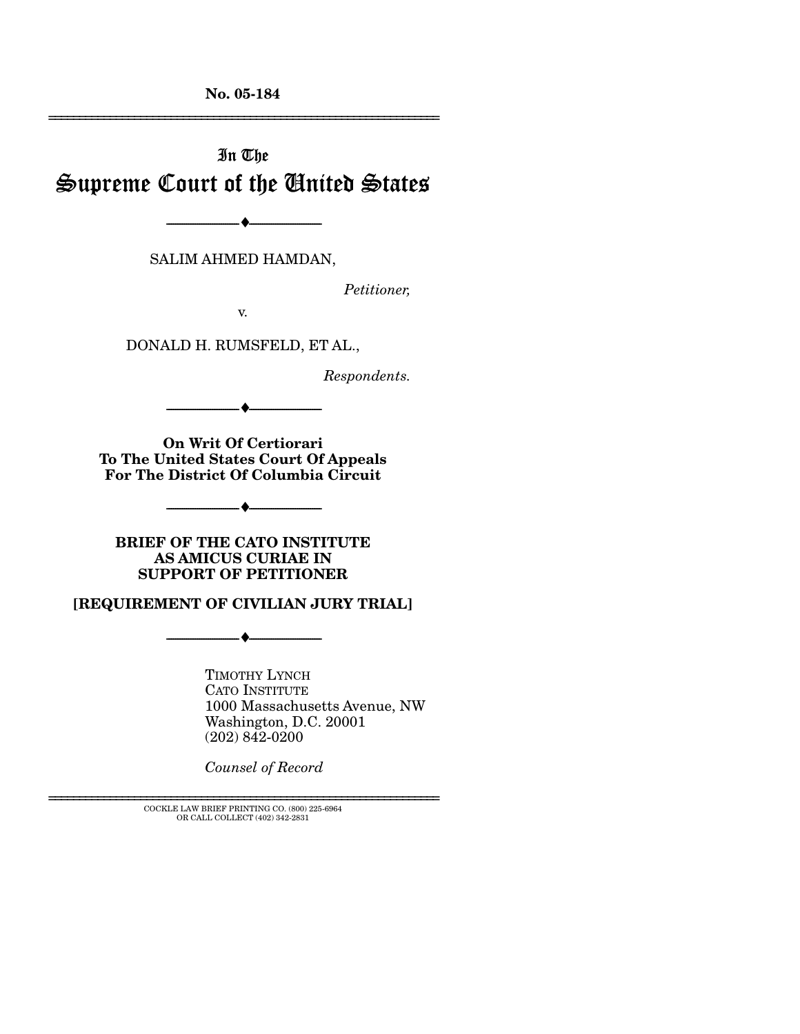No. 05-184

---

# In The Supreme Court of the United States

---

SALIM AHMED HAMDAN,

*Petitioner,*

v.

DONALD H. RUMSFELD, ET AL.,

*Respondents.*

---

**On Writ Of Certiorari To The United States Court Of Appeals For The District Of Columbia Circuit**

---

**BRIEF OF THE CATO INSTITUTE AS AMICUS CURIAE IN SUPPORT OF PETITIONER**

**[REQUIREMENT OF CIVILIAN JURY TRIAL]**

---

TIMOTHY LYNCH
CATO INSTITUTE
1000 Massachusetts Avenue, NW
Washington, D.C. 20001
(202) 842-0200

*Counsel of Record*

---

COCKLE LAW BRIEF PRINTING CO. (800) 225-6964
OR CALL COLLECT (402) 342-2831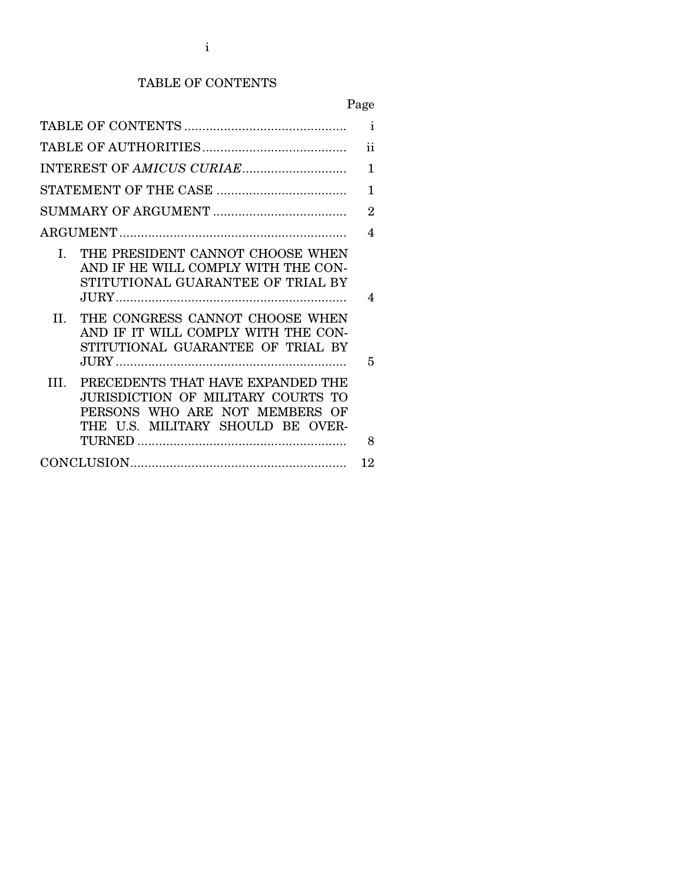## TABLE OF CONTENTS

| | Page |
|---|---|
| TABLE OF CONTENTS | i |
| TABLE OF AUTHORITIES | ii |
| INTEREST OF *AMICUS CURIAE* | 1 |
| STATEMENT OF THE CASE | 1 |
| SUMMARY OF ARGUMENT | 2 |
| ARGUMENT | 4 |
| I. THE PRESIDENT CANNOT CHOOSE WHEN AND IF HE WILL COMPLY WITH THE CONSTITUTIONAL GUARANTEE OF TRIAL BY JURY | 4 |
| II. THE CONGRESS CANNOT CHOOSE WHEN AND IF IT WILL COMPLY WITH THE CONSTITUTIONAL GUARANTEE OF TRIAL BY JURY | 5 |
| III. PRECEDENTS THAT HAVE EXPANDED THE JURISDICTION OF MILITARY COURTS TO PERSONS WHO ARE NOT MEMBERS OF THE U.S. MILITARY SHOULD BE OVERTURNED | 8 |
| CONCLUSION | 12 |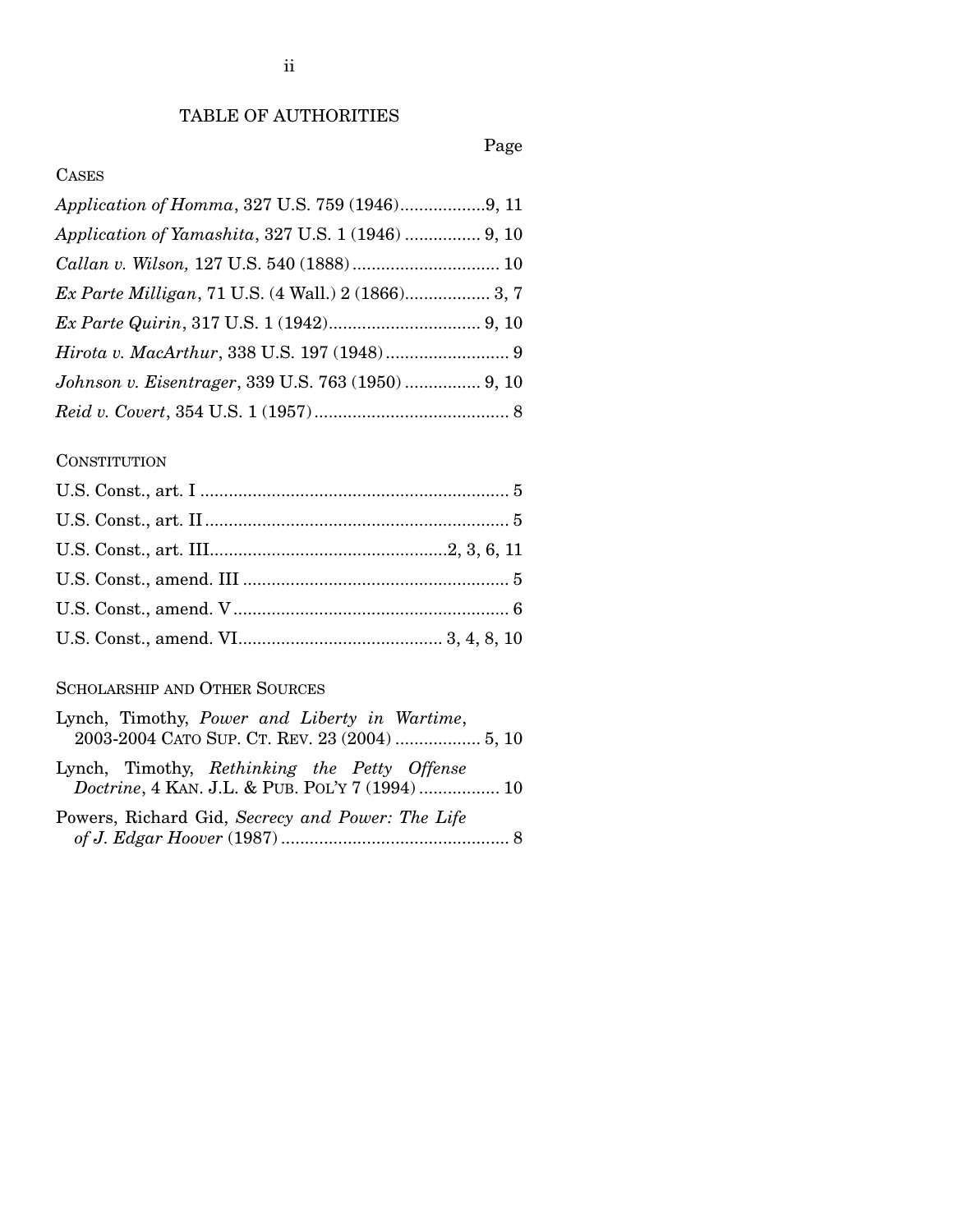# TABLE OF AUTHORITIES

Page

CASES

*Application of Homma*, 327 U.S. 759 (1946) .................. 9, 11

*Application of Yamashita*, 327 U.S. 1 (1946) ................ 9, 10

*Callan v. Wilson,* 127 U.S. 540 (1888) ............................... 10

*Ex Parte Milligan*, 71 U.S. (4 Wall.) 2 (1866).................. 3, 7

*Ex Parte Quirin*, 317 U.S. 1 (1942)................................ 9, 10

*Hirota v. MacArthur*, 338 U.S. 197 (1948) .......................... 9

*Johnson v. Eisentrager*, 339 U.S. 763 (1950) ................ 9, 10

*Reid v. Covert*, 354 U.S. 1 (1957) ......................................... 8

CONSTITUTION

U.S. Const., art. I ................................................................. 5

U.S. Const., art. II ................................................................ 5

U.S. Const., art. III.................................................2, 3, 6, 11

U.S. Const., amend. III ........................................................ 5

U.S. Const., amend. V .......................................................... 6

U.S. Const., amend. VI........................................... 3, 4, 8, 10

SCHOLARSHIP AND OTHER SOURCES

Lynch, Timothy, *Power and Liberty in Wartime*, 2003-2004 CATO SUP. CT. REV. 23 (2004) .................. 5, 10

Lynch, Timothy, *Rethinking the Petty Offense Doctrine*, 4 KAN. J.L. & PUB. POL'Y 7 (1994) ................. 10

Powers, Richard Gid, *Secrecy and Power: The Life of J. Edgar Hoover* (1987) ................................................ 8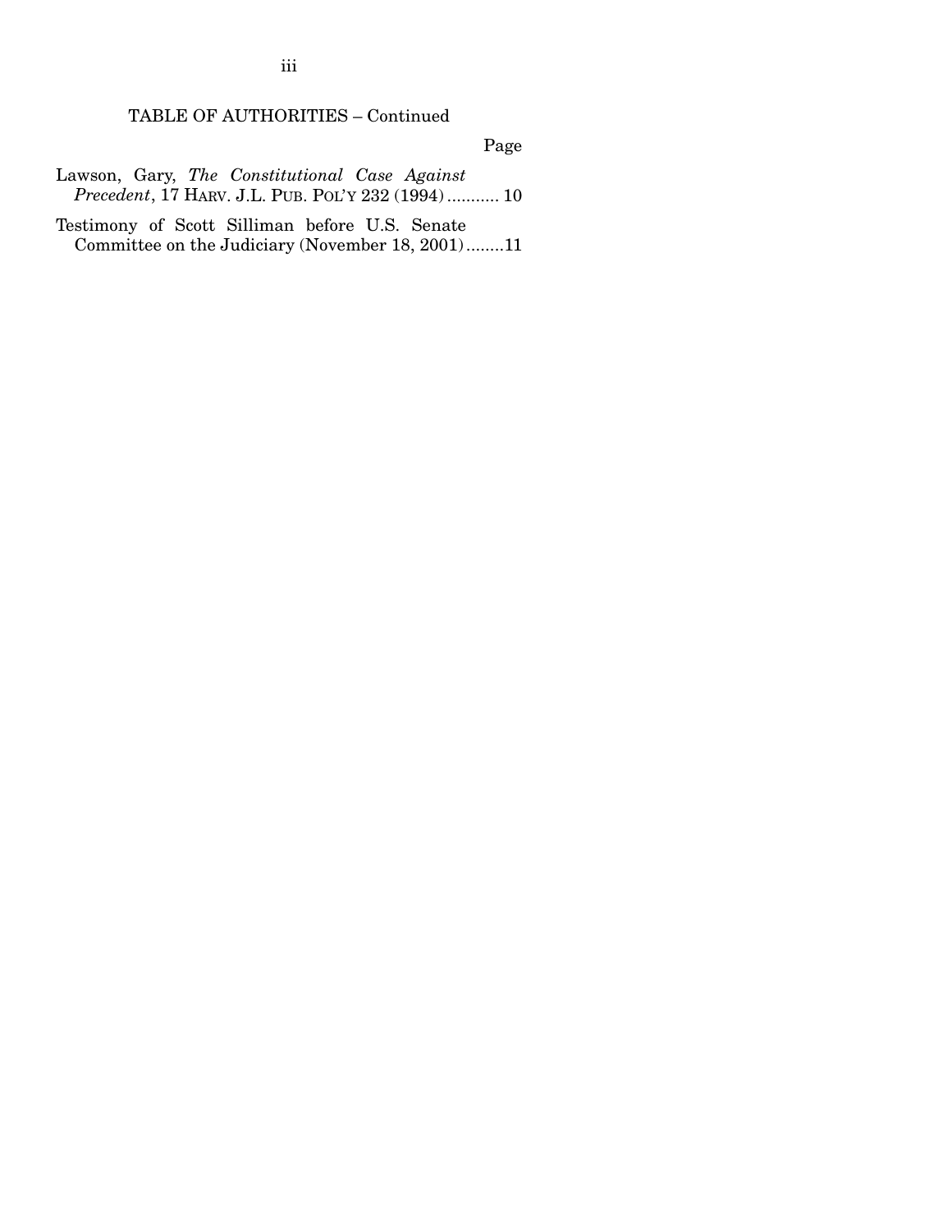TABLE OF AUTHORITIES – Continued

Page

Lawson, Gary, *The Constitutional Case Against Precedent*, 17 HARV. J.L. PUB. POL'Y 232 (1994) ........... 10

Testimony of Scott Silliman before U.S. Senate Committee on the Judiciary (November 18, 2001) ........11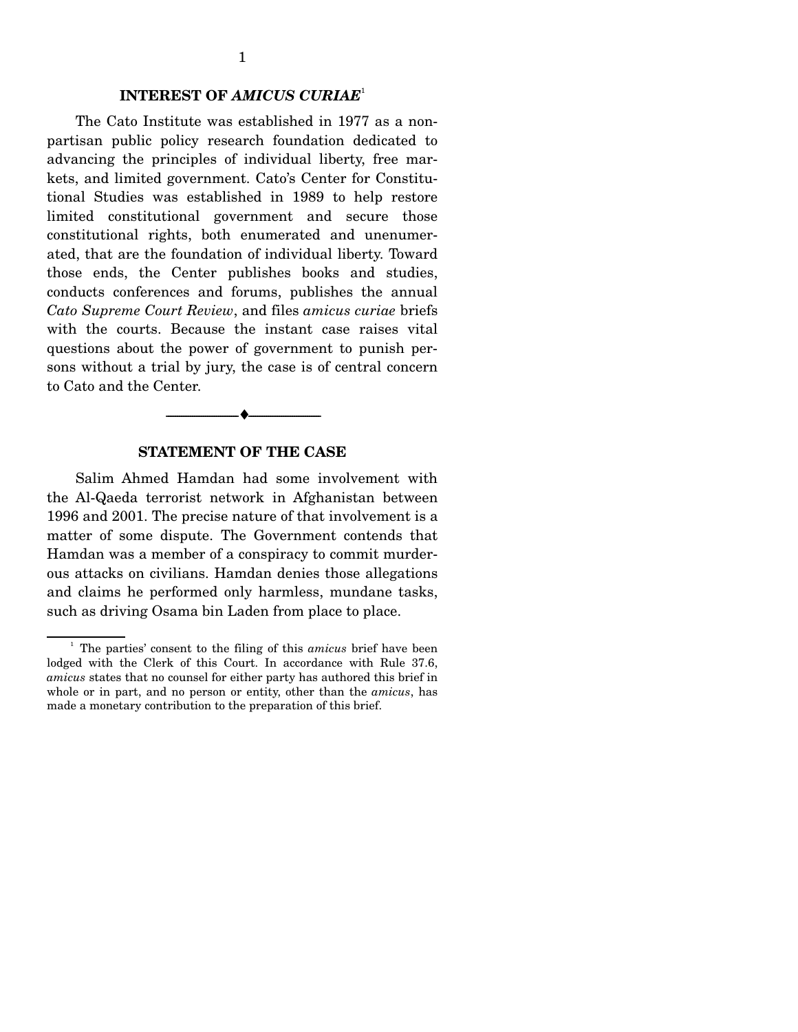## INTEREST OF *AMICUS CURIAE*[1]

The Cato Institute was established in 1977 as a non-partisan public policy research foundation dedicated to advancing the principles of individual liberty, free markets, and limited government. Cato's Center for Constitutional Studies was established in 1989 to help restore limited constitutional government and secure those constitutional rights, both enumerated and unenumerated, that are the foundation of individual liberty. Toward those ends, the Center publishes books and studies, conducts conferences and forums, publishes the annual *Cato Supreme Court Review*, and files *amicus curiae* briefs with the courts. Because the instant case raises vital questions about the power of government to punish persons without a trial by jury, the case is of central concern to Cato and the Center.

---

## STATEMENT OF THE CASE

Salim Ahmed Hamdan had some involvement with the Al-Qaeda terrorist network in Afghanistan between 1996 and 2001. The precise nature of that involvement is a matter of some dispute. The Government contends that Hamdan was a member of a conspiracy to commit murderous attacks on civilians. Hamdan denies those allegations and claims he performed only harmless, mundane tasks, such as driving Osama bin Laden from place to place.

[1] The parties' consent to the filing of this *amicus* brief have been lodged with the Clerk of this Court. In accordance with Rule 37.6, *amicus* states that no counsel for either party has authored this brief in whole or in part, and no person or entity, other than the *amicus*, has made a monetary contribution to the preparation of this brief.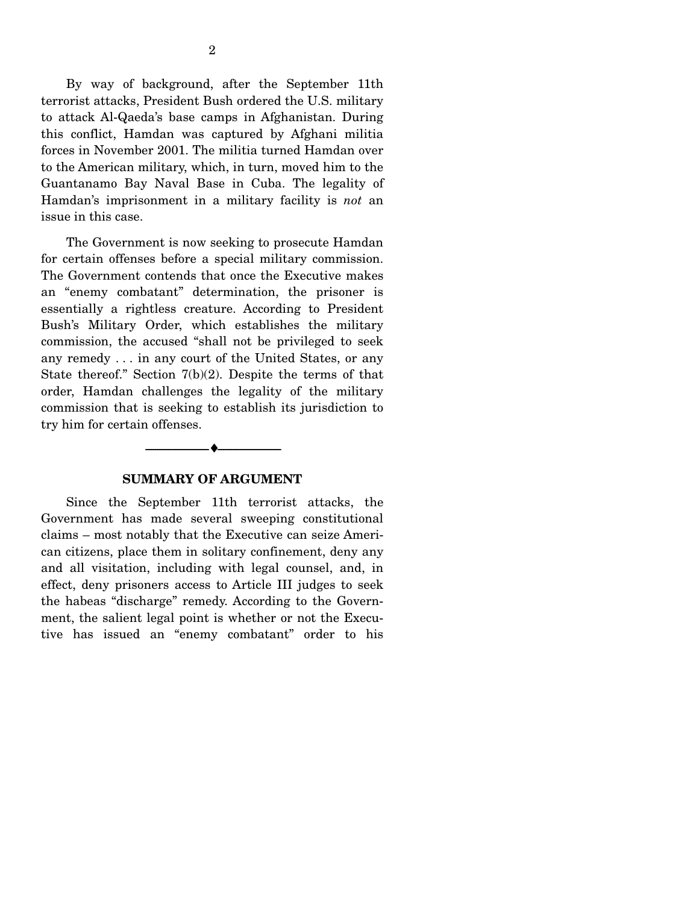By way of background, after the September 11th terrorist attacks, President Bush ordered the U.S. military to attack Al-Qaeda's base camps in Afghanistan. During this conflict, Hamdan was captured by Afghani militia forces in November 2001. The militia turned Hamdan over to the American military, which, in turn, moved him to the Guantanamo Bay Naval Base in Cuba. The legality of Hamdan's imprisonment in a military facility is *not* an issue in this case.

The Government is now seeking to prosecute Hamdan for certain offenses before a special military commission. The Government contends that once the Executive makes an "enemy combatant" determination, the prisoner is essentially a rightless creature. According to President Bush's Military Order, which establishes the military commission, the accused "shall not be privileged to seek any remedy . . . in any court of the United States, or any State thereof." Section 7(b)(2). Despite the terms of that order, Hamdan challenges the legality of the military commission that is seeking to establish its jurisdiction to try him for certain offenses.

---

## SUMMARY OF ARGUMENT

Since the September 11th terrorist attacks, the Government has made several sweeping constitutional claims – most notably that the Executive can seize American citizens, place them in solitary confinement, deny any and all visitation, including with legal counsel, and, in effect, deny prisoners access to Article III judges to seek the habeas "discharge" remedy. According to the Government, the salient legal point is whether or not the Executive has issued an "enemy combatant" order to his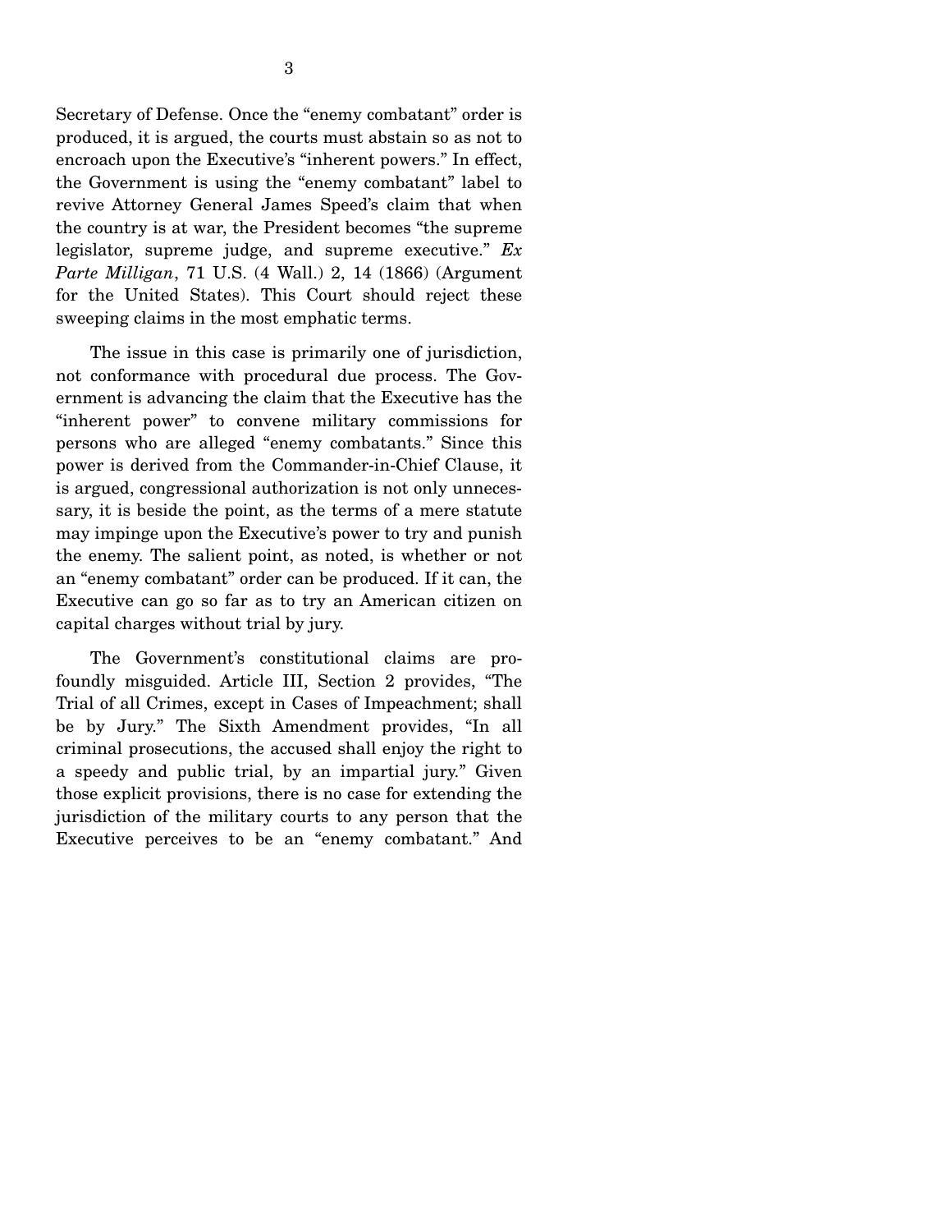Secretary of Defense. Once the "enemy combatant" order is produced, it is argued, the courts must abstain so as not to encroach upon the Executive's "inherent powers." In effect, the Government is using the "enemy combatant" label to revive Attorney General James Speed's claim that when the country is at war, the President becomes "the supreme legislator, supreme judge, and supreme executive." *Ex Parte Milligan*, 71 U.S. (4 Wall.) 2, 14 (1866) (Argument for the United States). This Court should reject these sweeping claims in the most emphatic terms.

The issue in this case is primarily one of jurisdiction, not conformance with procedural due process. The Government is advancing the claim that the Executive has the "inherent power" to convene military commissions for persons who are alleged "enemy combatants." Since this power is derived from the Commander-in-Chief Clause, it is argued, congressional authorization is not only unnecessary, it is beside the point, as the terms of a mere statute may impinge upon the Executive's power to try and punish the enemy. The salient point, as noted, is whether or not an "enemy combatant" order can be produced. If it can, the Executive can go so far as to try an American citizen on capital charges without trial by jury.

The Government's constitutional claims are profoundly misguided. Article III, Section 2 provides, "The Trial of all Crimes, except in Cases of Impeachment; shall be by Jury." The Sixth Amendment provides, "In all criminal prosecutions, the accused shall enjoy the right to a speedy and public trial, by an impartial jury." Given those explicit provisions, there is no case for extending the jurisdiction of the military courts to any person that the Executive perceives to be an "enemy combatant." And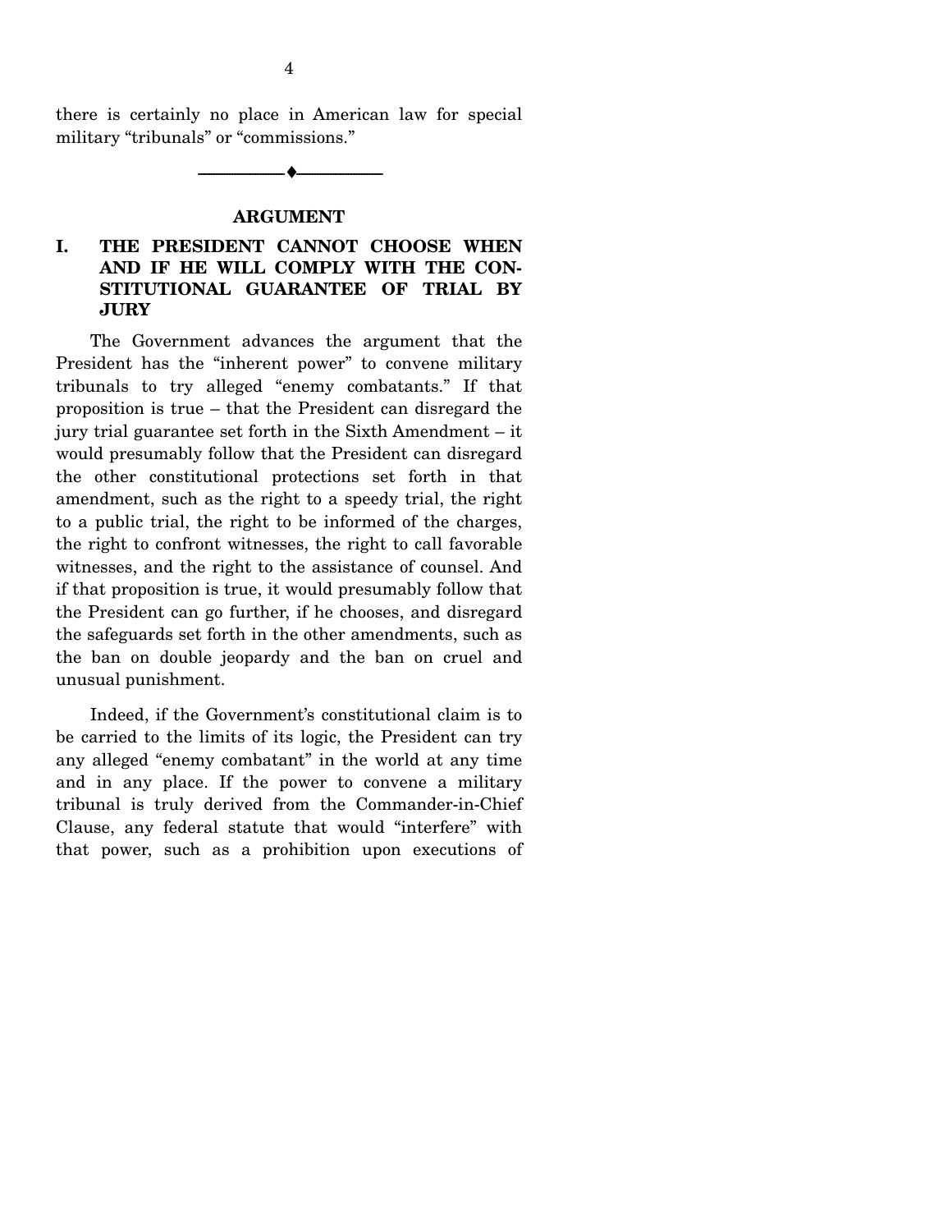there is certainly no place in American law for special military "tribunals" or "commissions."

---

## ARGUMENT

### I. THE PRESIDENT CANNOT CHOOSE WHEN AND IF HE WILL COMPLY WITH THE CONSTITUTIONAL GUARANTEE OF TRIAL BY JURY

The Government advances the argument that the President has the "inherent power" to convene military tribunals to try alleged "enemy combatants." If that proposition is true – that the President can disregard the jury trial guarantee set forth in the Sixth Amendment – it would presumably follow that the President can disregard the other constitutional protections set forth in that amendment, such as the right to a speedy trial, the right to a public trial, the right to be informed of the charges, the right to confront witnesses, the right to call favorable witnesses, and the right to the assistance of counsel. And if that proposition is true, it would presumably follow that the President can go further, if he chooses, and disregard the safeguards set forth in the other amendments, such as the ban on double jeopardy and the ban on cruel and unusual punishment.

Indeed, if the Government's constitutional claim is to be carried to the limits of its logic, the President can try any alleged "enemy combatant" in the world at any time and in any place. If the power to convene a military tribunal is truly derived from the Commander-in-Chief Clause, any federal statute that would "interfere" with that power, such as a prohibition upon executions of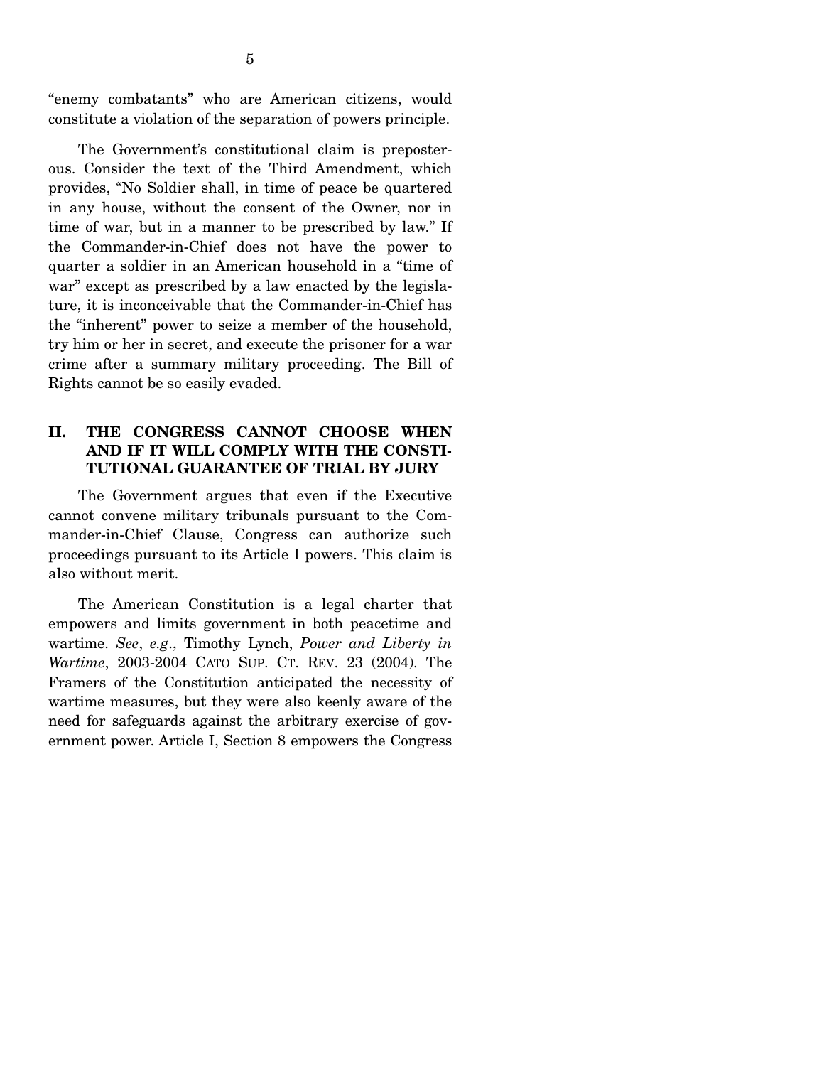"enemy combatants" who are American citizens, would constitute a violation of the separation of powers principle.

The Government's constitutional claim is preposterous. Consider the text of the Third Amendment, which provides, "No Soldier shall, in time of peace be quartered in any house, without the consent of the Owner, nor in time of war, but in a manner to be prescribed by law." If the Commander-in-Chief does not have the power to quarter a soldier in an American household in a "time of war" except as prescribed by a law enacted by the legislature, it is inconceivable that the Commander-in-Chief has the "inherent" power to seize a member of the household, try him or her in secret, and execute the prisoner for a war crime after a summary military proceeding. The Bill of Rights cannot be so easily evaded.

## II. THE CONGRESS CANNOT CHOOSE WHEN AND IF IT WILL COMPLY WITH THE CONSTITUTIONAL GUARANTEE OF TRIAL BY JURY

The Government argues that even if the Executive cannot convene military tribunals pursuant to the Commander-in-Chief Clause, Congress can authorize such proceedings pursuant to its Article I powers. This claim is also without merit.

The American Constitution is a legal charter that empowers and limits government in both peacetime and wartime. *See*, *e.g*., Timothy Lynch, *Power and Liberty in Wartime*, 2003-2004 CATO SUP. CT. REV. 23 (2004). The Framers of the Constitution anticipated the necessity of wartime measures, but they were also keenly aware of the need for safeguards against the arbitrary exercise of government power. Article I, Section 8 empowers the Congress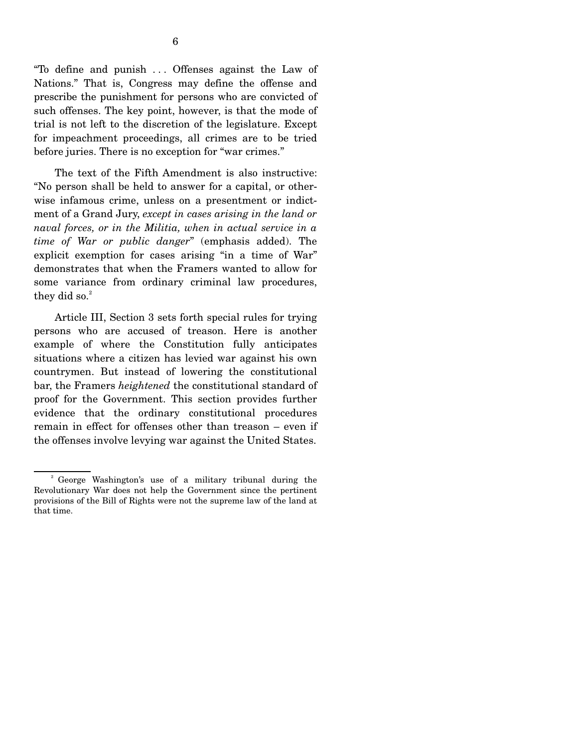"To define and punish . . . Offenses against the Law of Nations." That is, Congress may define the offense and prescribe the punishment for persons who are convicted of such offenses. The key point, however, is that the mode of trial is not left to the discretion of the legislature. Except for impeachment proceedings, all crimes are to be tried before juries. There is no exception for "war crimes."

The text of the Fifth Amendment is also instructive: "No person shall be held to answer for a capital, or otherwise infamous crime, unless on a presentment or indictment of a Grand Jury, *except in cases arising in the land or naval forces, or in the Militia, when in actual service in a time of War or public danger*" (emphasis added). The explicit exemption for cases arising "in a time of War" demonstrates that when the Framers wanted to allow for some variance from ordinary criminal law procedures, they did so.[2]

Article III, Section 3 sets forth special rules for trying persons who are accused of treason. Here is another example of where the Constitution fully anticipates situations where a citizen has levied war against his own countrymen. But instead of lowering the constitutional bar, the Framers *heightened* the constitutional standard of proof for the Government. This section provides further evidence that the ordinary constitutional procedures remain in effect for offenses other than treason – even if the offenses involve levying war against the United States.

---

[2] George Washington's use of a military tribunal during the Revolutionary War does not help the Government since the pertinent provisions of the Bill of Rights were not the supreme law of the land at that time.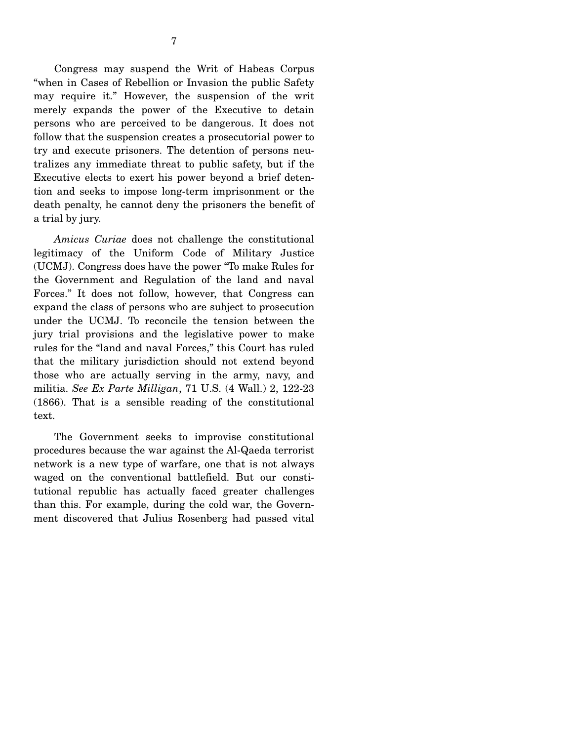Congress may suspend the Writ of Habeas Corpus "when in Cases of Rebellion or Invasion the public Safety may require it." However, the suspension of the writ merely expands the power of the Executive to detain persons who are perceived to be dangerous. It does not follow that the suspension creates a prosecutorial power to try and execute prisoners. The detention of persons neutralizes any immediate threat to public safety, but if the Executive elects to exert his power beyond a brief detention and seeks to impose long-term imprisonment or the death penalty, he cannot deny the prisoners the benefit of a trial by jury.

*Amicus Curiae* does not challenge the constitutional legitimacy of the Uniform Code of Military Justice (UCMJ). Congress does have the power "To make Rules for the Government and Regulation of the land and naval Forces." It does not follow, however, that Congress can expand the class of persons who are subject to prosecution under the UCMJ. To reconcile the tension between the jury trial provisions and the legislative power to make rules for the "land and naval Forces," this Court has ruled that the military jurisdiction should not extend beyond those who are actually serving in the army, navy, and militia. *See Ex Parte Milligan*, 71 U.S. (4 Wall.) 2, 122-23 (1866). That is a sensible reading of the constitutional text.

The Government seeks to improvise constitutional procedures because the war against the Al-Qaeda terrorist network is a new type of warfare, one that is not always waged on the conventional battlefield. But our constitutional republic has actually faced greater challenges than this. For example, during the cold war, the Government discovered that Julius Rosenberg had passed vital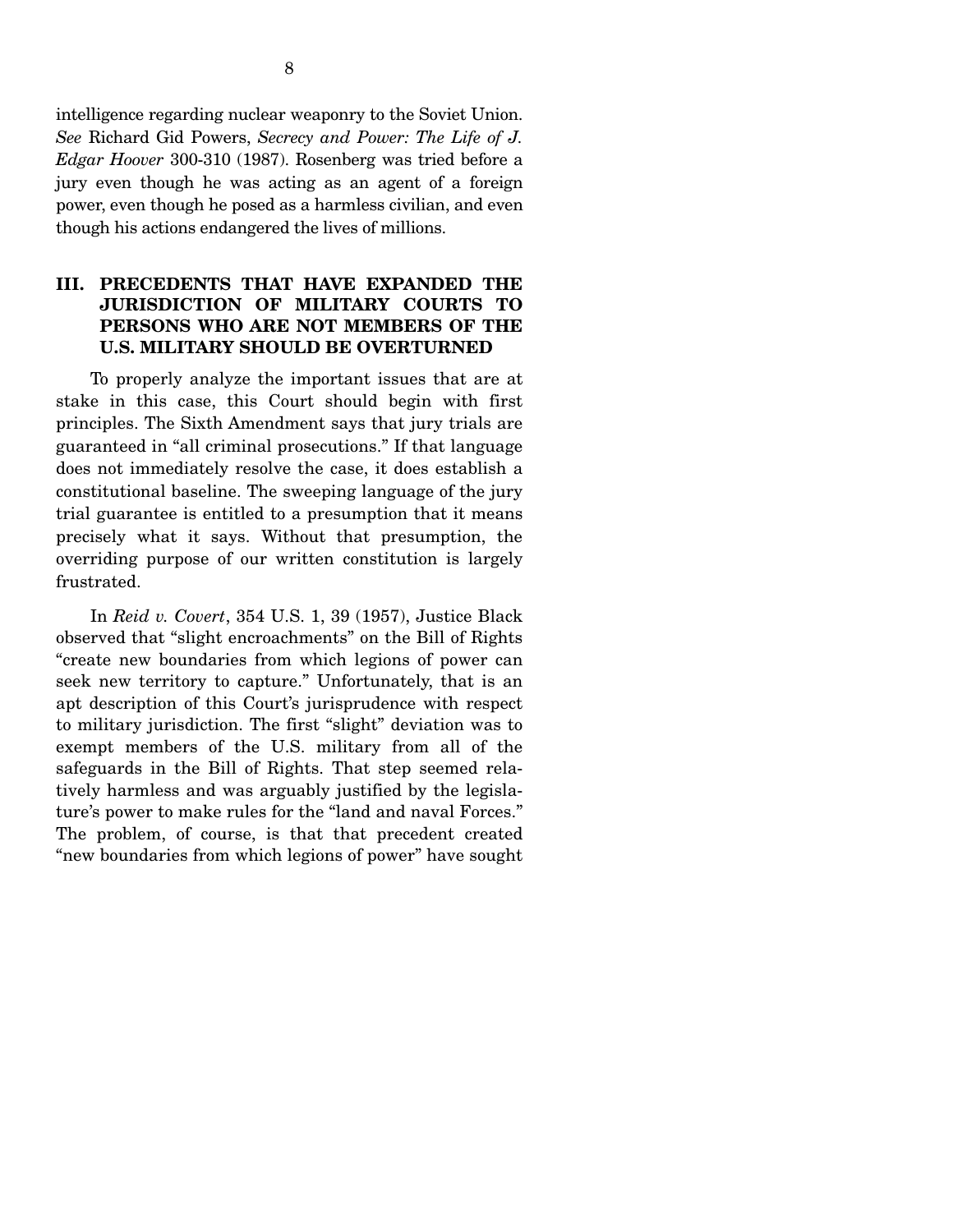intelligence regarding nuclear weaponry to the Soviet Union. *See* Richard Gid Powers, *Secrecy and Power: The Life of J. Edgar Hoover* 300-310 (1987). Rosenberg was tried before a jury even though he was acting as an agent of a foreign power, even though he posed as a harmless civilian, and even though his actions endangered the lives of millions.

## III. PRECEDENTS THAT HAVE EXPANDED THE JURISDICTION OF MILITARY COURTS TO PERSONS WHO ARE NOT MEMBERS OF THE U.S. MILITARY SHOULD BE OVERTURNED

To properly analyze the important issues that are at stake in this case, this Court should begin with first principles. The Sixth Amendment says that jury trials are guaranteed in "all criminal prosecutions." If that language does not immediately resolve the case, it does establish a constitutional baseline. The sweeping language of the jury trial guarantee is entitled to a presumption that it means precisely what it says. Without that presumption, the overriding purpose of our written constitution is largely frustrated.

In *Reid v. Covert*, 354 U.S. 1, 39 (1957), Justice Black observed that "slight encroachments" on the Bill of Rights "create new boundaries from which legions of power can seek new territory to capture." Unfortunately, that is an apt description of this Court's jurisprudence with respect to military jurisdiction. The first "slight" deviation was to exempt members of the U.S. military from all of the safeguards in the Bill of Rights. That step seemed relatively harmless and was arguably justified by the legislature's power to make rules for the "land and naval Forces." The problem, of course, is that that precedent created "new boundaries from which legions of power" have sought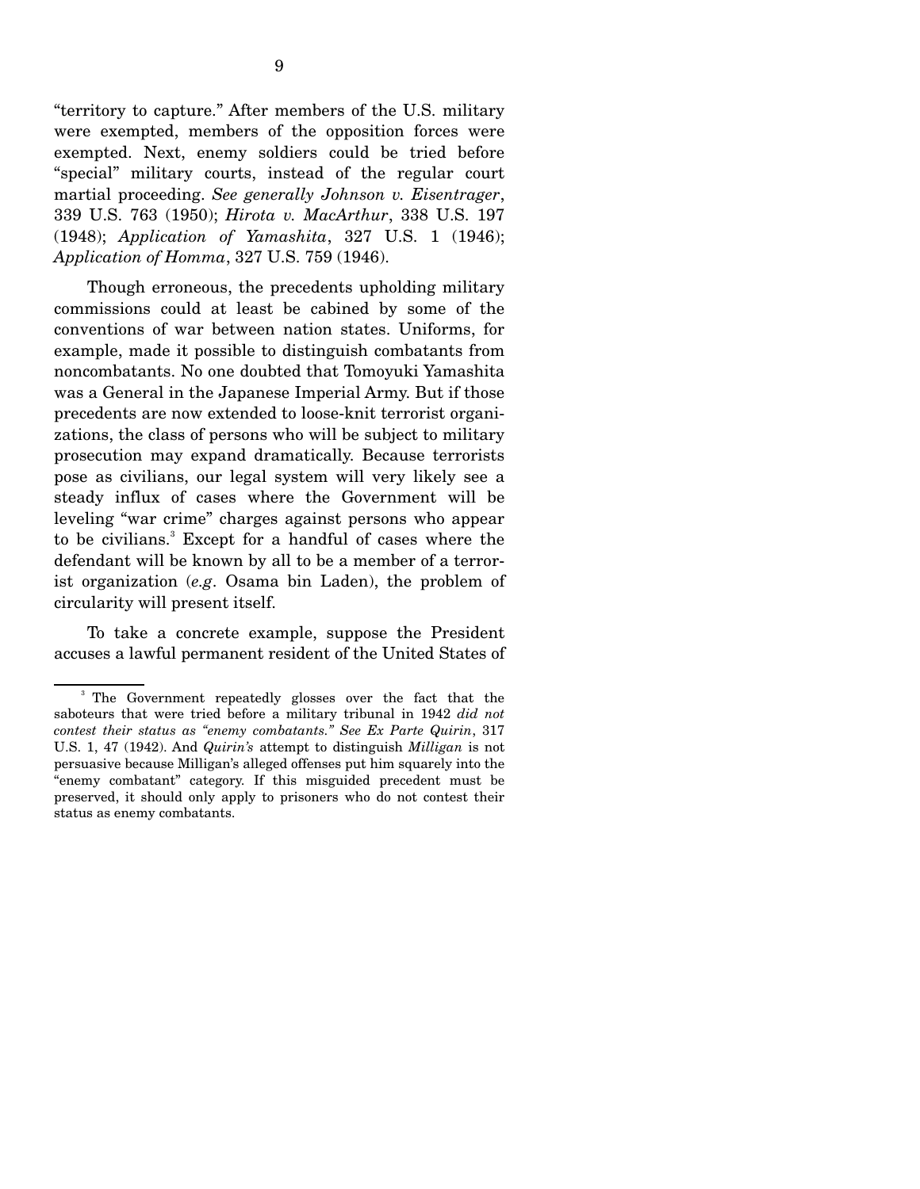"territory to capture." After members of the U.S. military were exempted, members of the opposition forces were exempted. Next, enemy soldiers could be tried before "special" military courts, instead of the regular court martial proceeding. *See generally Johnson v. Eisentrager*, 339 U.S. 763 (1950); *Hirota v. MacArthur*, 338 U.S. 197 (1948); *Application of Yamashita*, 327 U.S. 1 (1946); *Application of Homma*, 327 U.S. 759 (1946).

Though erroneous, the precedents upholding military commissions could at least be cabined by some of the conventions of war between nation states. Uniforms, for example, made it possible to distinguish combatants from noncombatants. No one doubted that Tomoyuki Yamashita was a General in the Japanese Imperial Army. But if those precedents are now extended to loose-knit terrorist organizations, the class of persons who will be subject to military prosecution may expand dramatically. Because terrorists pose as civilians, our legal system will very likely see a steady influx of cases where the Government will be leveling "war crime" charges against persons who appear to be civilians.[3] Except for a handful of cases where the defendant will be known by all to be a member of a terrorist organization (*e.g*. Osama bin Laden), the problem of circularity will present itself.

To take a concrete example, suppose the President accuses a lawful permanent resident of the United States of

---

[3] The Government repeatedly glosses over the fact that the saboteurs that were tried before a military tribunal in 1942 *did not contest their status as "enemy combatants." See Ex Parte Quirin*, 317 U.S. 1, 47 (1942). And *Quirin's* attempt to distinguish *Milligan* is not persuasive because Milligan's alleged offenses put him squarely into the "enemy combatant" category. If this misguided precedent must be preserved, it should only apply to prisoners who do not contest their status as enemy combatants.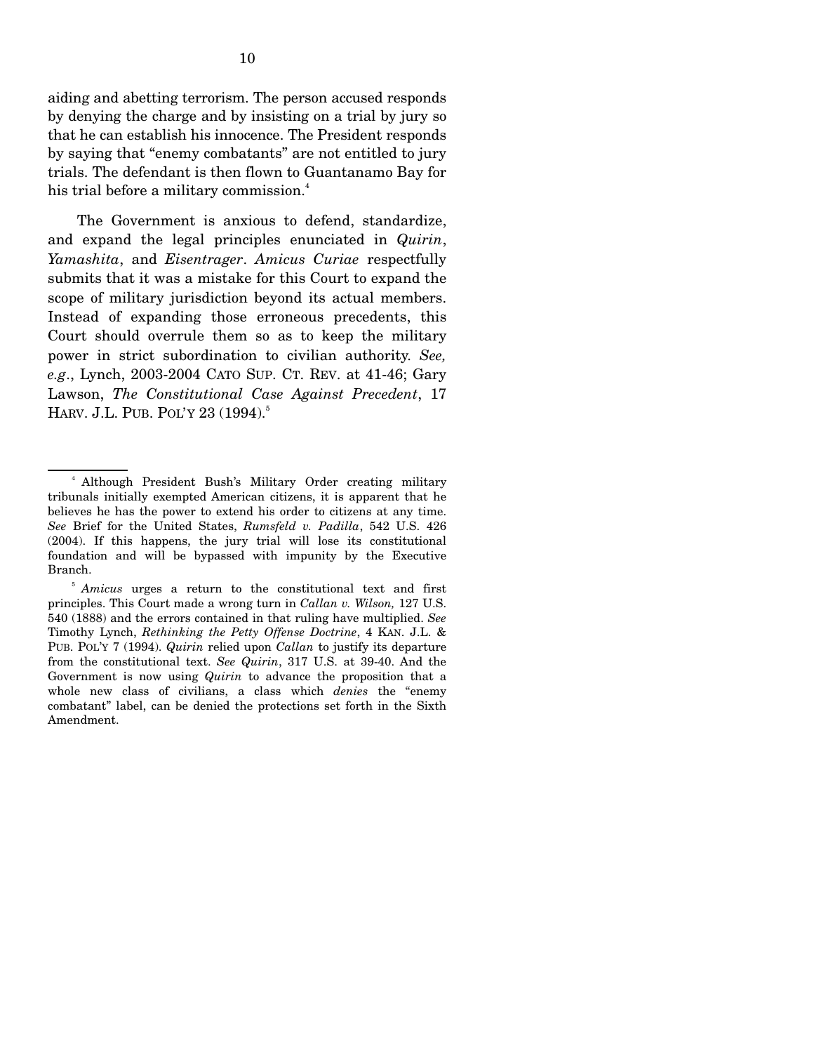aiding and abetting terrorism. The person accused responds by denying the charge and by insisting on a trial by jury so that he can establish his innocence. The President responds by saying that "enemy combatants" are not entitled to jury trials. The defendant is then flown to Guantanamo Bay for his trial before a military commission.[4]

The Government is anxious to defend, standardize, and expand the legal principles enunciated in *Quirin*, *Yamashita*, and *Eisentrager*. *Amicus Curiae* respectfully submits that it was a mistake for this Court to expand the scope of military jurisdiction beyond its actual members. Instead of expanding those erroneous precedents, this Court should overrule them so as to keep the military power in strict subordination to civilian authority. *See, e.g.*, Lynch, 2003-2004 CATO SUP. CT. REV. at 41-46; Gary Lawson, *The Constitutional Case Against Precedent*, 17 HARV. J.L. PUB. POL'Y 23 (1994).[5]

---

[4] Although President Bush's Military Order creating military tribunals initially exempted American citizens, it is apparent that he believes he has the power to extend his order to citizens at any time. *See* Brief for the United States, *Rumsfeld v. Padilla*, 542 U.S. 426 (2004). If this happens, the jury trial will lose its constitutional foundation and will be bypassed with impunity by the Executive Branch.

[5] *Amicus* urges a return to the constitutional text and first principles. This Court made a wrong turn in *Callan v. Wilson,* 127 U.S. 540 (1888) and the errors contained in that ruling have multiplied. *See* Timothy Lynch, *Rethinking the Petty Offense Doctrine*, 4 KAN. J.L. & PUB. POL'Y 7 (1994). *Quirin* relied upon *Callan* to justify its departure from the constitutional text. *See Quirin*, 317 U.S. at 39-40. And the Government is now using *Quirin* to advance the proposition that a whole new class of civilians, a class which *denies* the "enemy combatant" label, can be denied the protections set forth in the Sixth Amendment.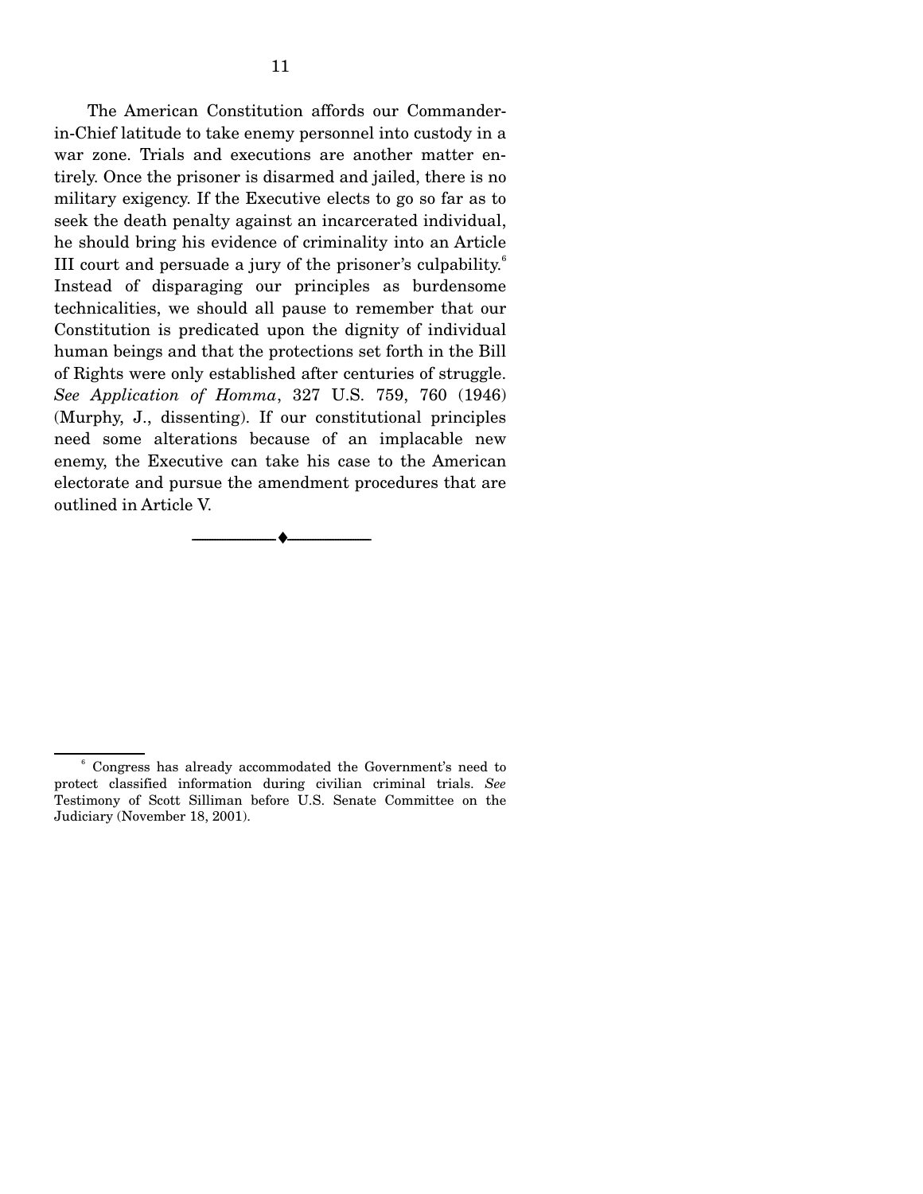The American Constitution affords our Commander-in-Chief latitude to take enemy personnel into custody in a war zone. Trials and executions are another matter entirely. Once the prisoner is disarmed and jailed, there is no military exigency. If the Executive elects to go so far as to seek the death penalty against an incarcerated individual, he should bring his evidence of criminality into an Article III court and persuade a jury of the prisoner's culpability.[6] Instead of disparaging our principles as burdensome technicalities, we should all pause to remember that our Constitution is predicated upon the dignity of individual human beings and that the protections set forth in the Bill of Rights were only established after centuries of struggle. *See Application of Homma*, 327 U.S. 759, 760 (1946) (Murphy, J., dissenting). If our constitutional principles need some alterations because of an implacable new enemy, the Executive can take his case to the American electorate and pursue the amendment procedures that are outlined in Article V.

---

[6] Congress has already accommodated the Government's need to protect classified information during civilian criminal trials. *See* Testimony of Scott Silliman before U.S. Senate Committee on the Judiciary (November 18, 2001).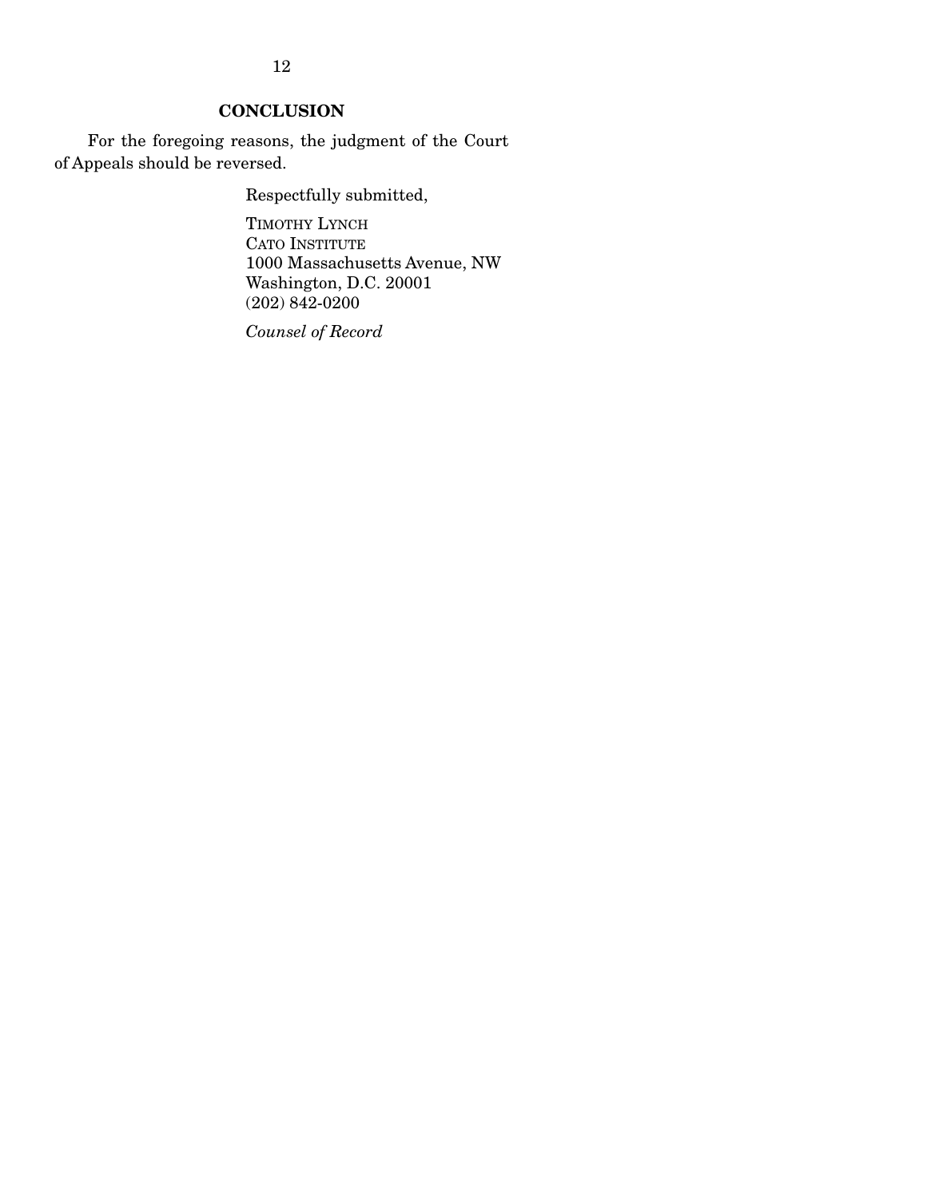## CONCLUSION

For the foregoing reasons, the judgment of the Court of Appeals should be reversed.

Respectfully submitted,

TIMOTHY LYNCH
CATO INSTITUTE
1000 Massachusetts Avenue, NW
Washington, D.C. 20001
(202) 842-0200

*Counsel of Record*